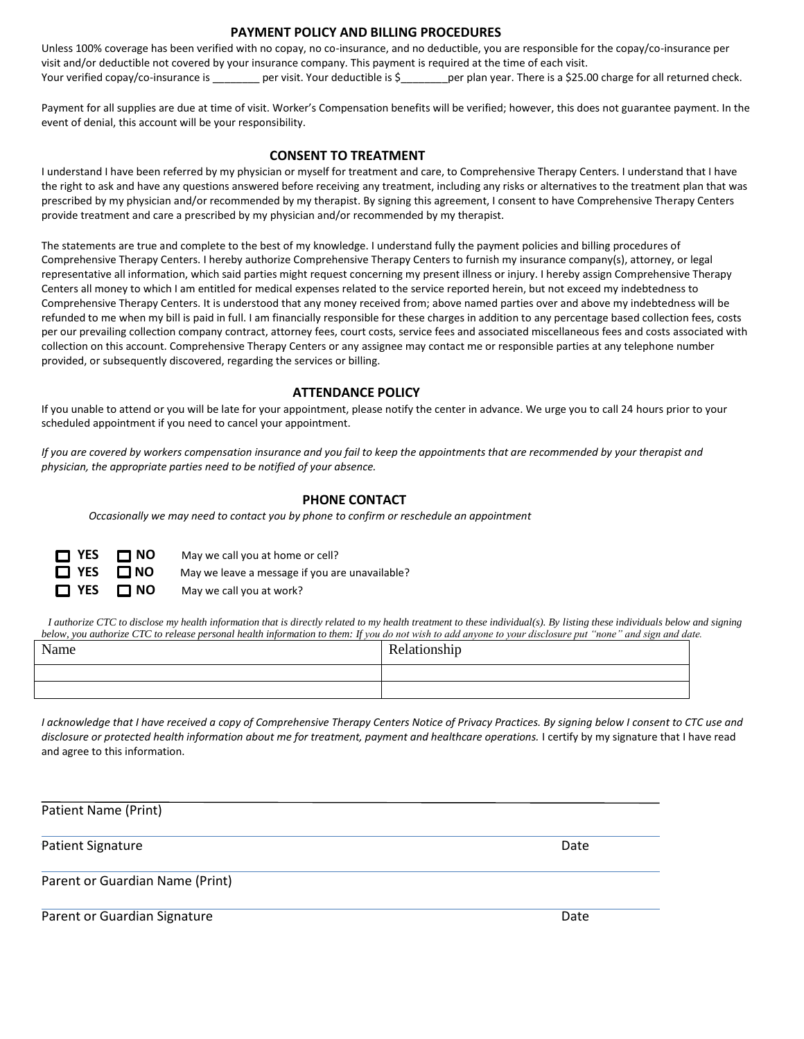## PAYMENT POLICY AND BILLING PROCEDURES

Unless 100% coverage has been verified with no copay, no co-insurance, and no deductible, you are responsible for the copay/co-insurance per visit and/or deductible not covered by your insurance company. This payment is required at the time of each visit.
Your verified copay/co-insurance is ________ per visit. Your deductible is $________per plan year. There is a $25.00 charge for all returned check.

Payment for all supplies are due at time of visit. Worker's Compensation benefits will be verified; however, this does not guarantee payment. In the event of denial, this account will be your responsibility.

## CONSENT TO TREATMENT

I understand I have been referred by my physician or myself for treatment and care, to Comprehensive Therapy Centers. I understand that I have the right to ask and have any questions answered before receiving any treatment, including any risks or alternatives to the treatment plan that was prescribed by my physician and/or recommended by my therapist. By signing this agreement, I consent to have Comprehensive Therapy Centers provide treatment and care a prescribed by my physician and/or recommended by my therapist.

The statements are true and complete to the best of my knowledge. I understand fully the payment policies and billing procedures of Comprehensive Therapy Centers. I hereby authorize Comprehensive Therapy Centers to furnish my insurance company(s), attorney, or legal representative all information, which said parties might request concerning my present illness or injury. I hereby assign Comprehensive Therapy Centers all money to which I am entitled for medical expenses related to the service reported herein, but not exceed my indebtedness to Comprehensive Therapy Centers. It is understood that any money received from; above named parties over and above my indebtedness will be refunded to me when my bill is paid in full. I am financially responsible for these charges in addition to any percentage based collection fees, costs per our prevailing collection company contract, attorney fees, court costs, service fees and associated miscellaneous fees and costs associated with collection on this account. Comprehensive Therapy Centers or any assignee may contact me or responsible parties at any telephone number provided, or subsequently discovered, regarding the services or billing.

## ATTENDANCE POLICY

If you unable to attend or you will be late for your appointment, please notify the center in advance. We urge you to call 24 hours prior to your scheduled appointment if you need to cancel your appointment.

*If you are covered by workers compensation insurance and you fail to keep the appointments that are recommended by your therapist and physician, the appropriate parties need to be notified of your absence.*

## PHONE CONTACT

*Occasionally we may need to contact you by phone to confirm or reschedule an appointment*

☐ **YES** ☐ **NO** May we call you at home or cell?
☐ **YES** ☐ **NO** May we leave a message if you are unavailable?
☐ **YES** ☐ **NO** May we call you at work?

*I authorize CTC to disclose my health information that is directly related to my health treatment to these individual(s). By listing these individuals below and signing below, you authorize CTC to release personal health information to them: If you do not wish to add anyone to your disclosure put "none" and sign and date.*

| Name | Relationship |
|---|---|
| | |
| | |

*I acknowledge that I have received a copy of Comprehensive Therapy Centers Notice of Privacy Practices. By signing below I consent to CTC use and disclosure or protected health information about me for treatment, payment and healthcare operations.* I certify by my signature that I have read and agree to this information.

Patient Name (Print)

Patient Signature — Date

Parent or Guardian Name (Print)

Parent or Guardian Signature — Date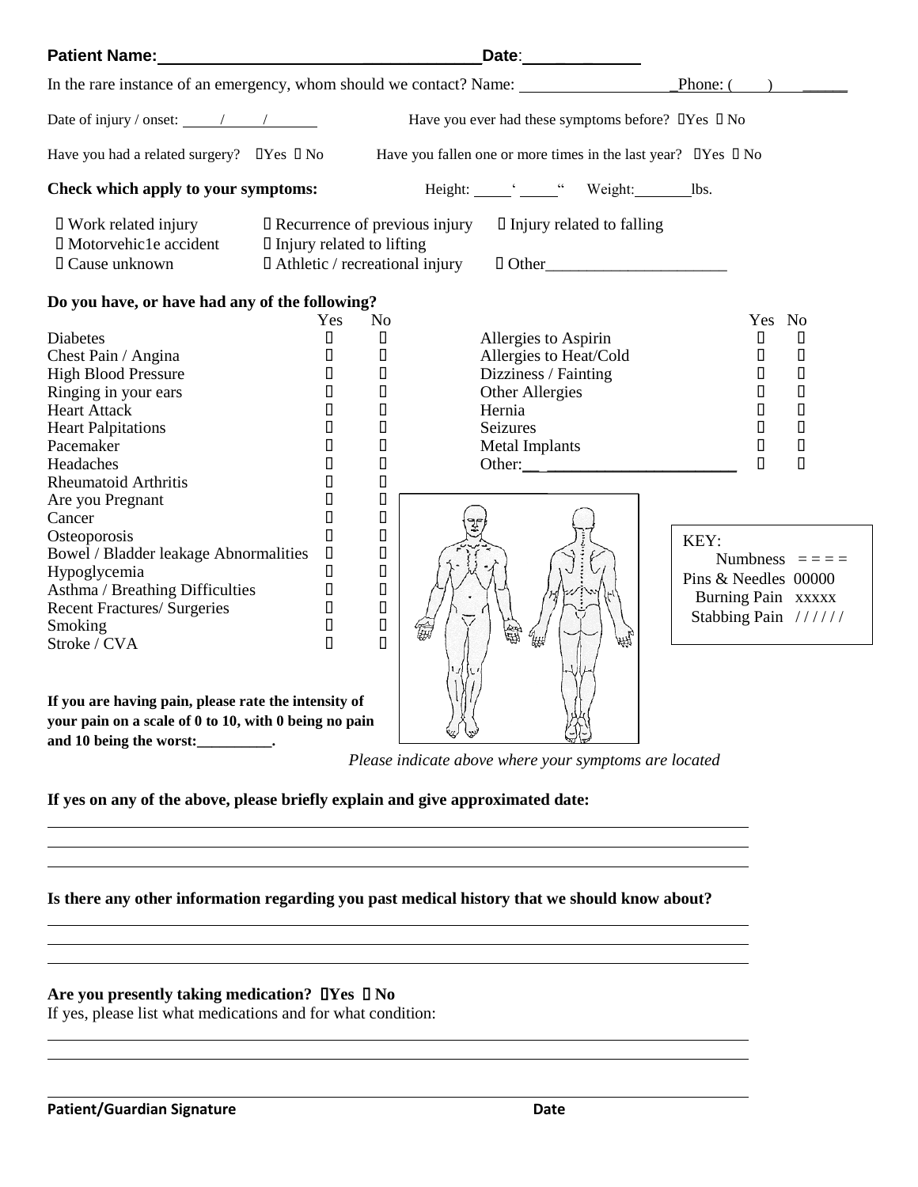**Patient Name:** ____________________________________ **Date**: ____________

In the rare instance of an emergency, whom should we contact? Name: ___________________ Phone: (      ) ______

Date of injury / onset: ____/____/______

Have you ever had these symptoms before? ☐Yes ☐ No

Have you had a related surgery? ☐Yes ☐ No

Have you fallen one or more times in the last year? ☐Yes ☐ No

**Check which apply to your symptoms:**

Height: _____‘ _____“ Weight: ________lbs.

☐ Work related injury ☐ Recurrence of previous injury ☐ Injury related to falling

☐ Motorvehic1e accident ☐ Injury related to lifting

☐ Cause unknown ☐ Athletic / recreational injury ☐ Other_______________________

**Do you have, or have had any of the following?**

| | Yes | No | | Yes | No |
|---|---|---|---|---|---|
| Diabetes | ☐ | ☐ | Allergies to Aspirin | ☐ | ☐ |
| Chest Pain / Angina | ☐ | ☐ | Allergies to Heat/Cold | ☐ | ☐ |
| High Blood Pressure | ☐ | ☐ | Dizziness / Fainting | ☐ | ☐ |
| Ringing in your ears | ☐ | ☐ | Other Allergies | ☐ | ☐ |
| Heart Attack | ☐ | ☐ | Hernia | ☐ | ☐ |
| Heart Palpitations | ☐ | ☐ | Seizures | ☐ | ☐ |
| Pacemaker | ☐ | ☐ | Metal Implants | ☐ | ☐ |
| Headaches | ☐ | ☐ | Other:__ ________________________ | ☐ | ☐ |
| Rheumatoid Arthritis | ☐ | ☐ | | | |
| Are you Pregnant | ☐ | ☐ | | | |
| Cancer | ☐ | ☐ | | | |
| Osteoporosis | ☐ | ☐ | | | |
| Bowel / Bladder leakage Abnormalities | ☐ | ☐ | | | |
| Hypoglycemia | ☐ | ☐ | | | |
| Asthma / Breathing Difficulties | ☐ | ☐ | | | |
| Recent Fractures/ Surgeries | ☐ | ☐ | | | |
| Smoking | ☐ | ☐ | | | |
| Stroke / CVA | ☐ | ☐ | | | |

KEY:
Numbness = = = =
Pins & Needles 00000
Burning Pain xxxxx
Stabbing Pain //////

**If you are having pain, please rate the intensity of your pain on a scale of 0 to 10, with 0 being no pain and 10 being the worst:__________.**

*Please indicate above where your symptoms are located*

**If yes on any of the above, please briefly explain and give approximated date:**

______________________________________________________________________________

______________________________________________________________________________

______________________________________________________________________________

**Is there any other information regarding you past medical history that we should know about?**

______________________________________________________________________________

______________________________________________________________________________

______________________________________________________________________________

**Are you presently taking medication? ☐Yes ☐ No**

If yes, please list what medications and for what condition:

______________________________________________________________________________

______________________________________________________________________________

______________________________________________________________________________

**Patient/Guardian Signature** **Date**